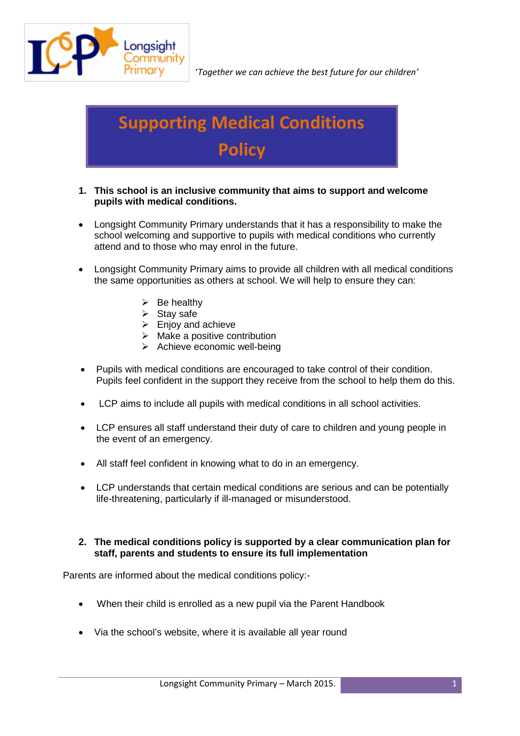Longsight Community Primary

*'Together we can achieve the best future for our children'*

# Supporting Medical Conditions Policy

1. **This school is an inclusive community that aims to support and welcome pupils with medical conditions.**

- Longsight Community Primary understands that it has a responsibility to make the school welcoming and supportive to pupils with medical conditions who currently attend and to those who may enrol in the future.

- Longsight Community Primary aims to provide all children with all medical conditions the same opportunities as others at school. We will help to ensure they can:

    - Be healthy
    - Stay safe
    - Enjoy and achieve
    - Make a positive contribution
    - Achieve economic well-being

- Pupils with medical conditions are encouraged to take control of their condition. Pupils feel confident in the support they receive from the school to help them do this.

- LCP aims to include all pupils with medical conditions in all school activities.

- LCP ensures all staff understand their duty of care to children and young people in the event of an emergency.

- All staff feel confident in knowing what to do in an emergency.

- LCP understands that certain medical conditions are serious and can be potentially life-threatening, particularly if ill-managed or misunderstood.

2. **The medical conditions policy is supported by a clear communication plan for staff, parents and students to ensure its full implementation**

Parents are informed about the medical conditions policy:-

- When their child is enrolled as a new pupil via the Parent Handbook

- Via the school's website, where it is available all year round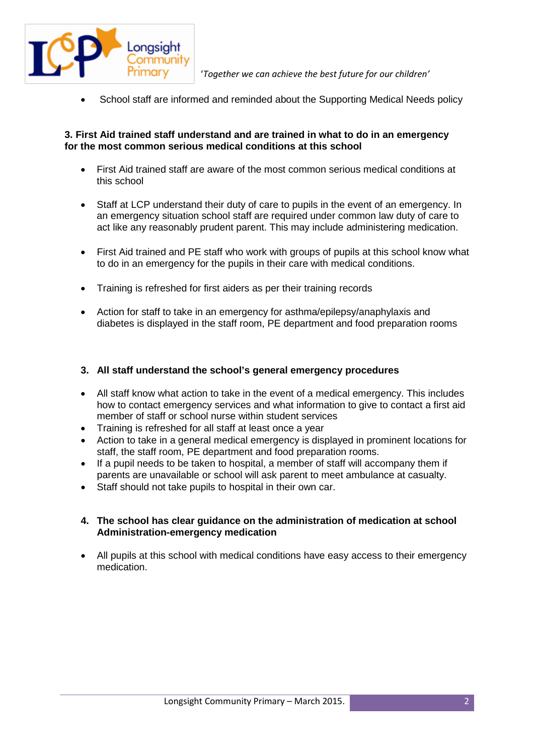- School staff are informed and reminded about the Supporting Medical Needs policy

**3. First Aid trained staff understand and are trained in what to do in an emergency for the most common serious medical conditions at this school**

- First Aid trained staff are aware of the most common serious medical conditions at this school
- Staff at LCP understand their duty of care to pupils in the event of an emergency. In an emergency situation school staff are required under common law duty of care to act like any reasonably prudent parent. This may include administering medication.
- First Aid trained and PE staff who work with groups of pupils at this school know what to do in an emergency for the pupils in their care with medical conditions.
- Training is refreshed for first aiders as per their training records
- Action for staff to take in an emergency for asthma/epilepsy/anaphylaxis and diabetes is displayed in the staff room, PE department and food preparation rooms

**3. All staff understand the school's general emergency procedures**

- All staff know what action to take in the event of a medical emergency. This includes how to contact emergency services and what information to give to contact a first aid member of staff or school nurse within student services
- Training is refreshed for all staff at least once a year
- Action to take in a general medical emergency is displayed in prominent locations for staff, the staff room, PE department and food preparation rooms.
- If a pupil needs to be taken to hospital, a member of staff will accompany them if parents are unavailable or school will ask parent to meet ambulance at casualty.
- Staff should not take pupils to hospital in their own car.

**4. The school has clear guidance on the administration of medication at school Administration-emergency medication**

- All pupils at this school with medical conditions have easy access to their emergency medication.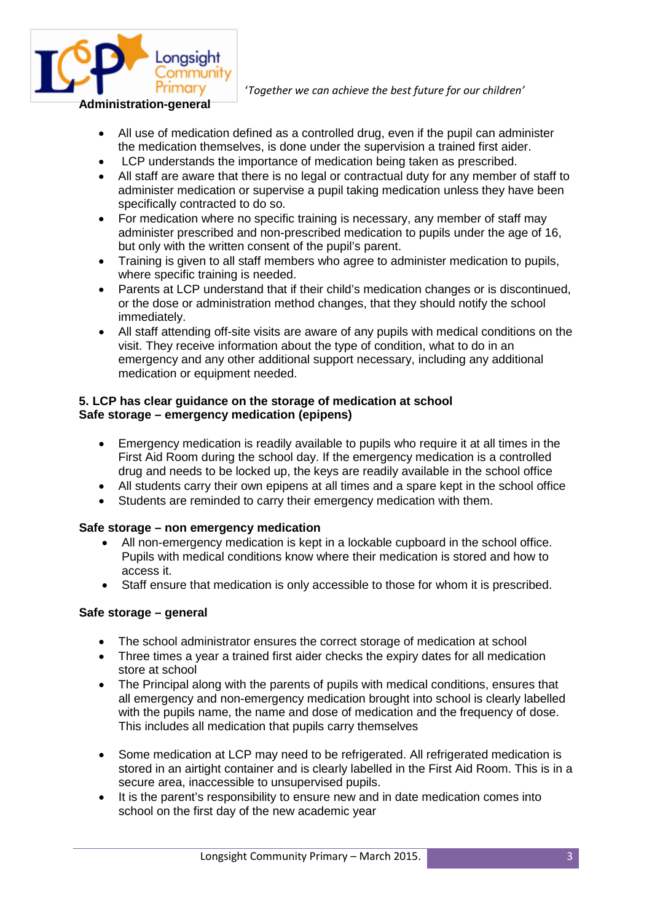**Administration-general**

- All use of medication defined as a controlled drug, even if the pupil can administer the medication themselves, is done under the supervision a trained first aider.
- LCP understands the importance of medication being taken as prescribed.
- All staff are aware that there is no legal or contractual duty for any member of staff to administer medication or supervise a pupil taking medication unless they have been specifically contracted to do so.
- For medication where no specific training is necessary, any member of staff may administer prescribed and non-prescribed medication to pupils under the age of 16, but only with the written consent of the pupil's parent.
- Training is given to all staff members who agree to administer medication to pupils, where specific training is needed.
- Parents at LCP understand that if their child's medication changes or is discontinued, or the dose or administration method changes, that they should notify the school immediately.
- All staff attending off-site visits are aware of any pupils with medical conditions on the visit. They receive information about the type of condition, what to do in an emergency and any other additional support necessary, including any additional medication or equipment needed.

**5. LCP has clear guidance on the storage of medication at school**
**Safe storage – emergency medication (epipens)**

- Emergency medication is readily available to pupils who require it at all times in the First Aid Room during the school day. If the emergency medication is a controlled drug and needs to be locked up, the keys are readily available in the school office
- All students carry their own epipens at all times and a spare kept in the school office
- Students are reminded to carry their emergency medication with them.

**Safe storage – non emergency medication**

- All non-emergency medication is kept in a lockable cupboard in the school office. Pupils with medical conditions know where their medication is stored and how to access it.
- Staff ensure that medication is only accessible to those for whom it is prescribed.

**Safe storage – general**

- The school administrator ensures the correct storage of medication at school
- Three times a year a trained first aider checks the expiry dates for all medication store at school
- The Principal along with the parents of pupils with medical conditions, ensures that all emergency and non-emergency medication brought into school is clearly labelled with the pupils name, the name and dose of medication and the frequency of dose. This includes all medication that pupils carry themselves
- Some medication at LCP may need to be refrigerated. All refrigerated medication is stored in an airtight container and is clearly labelled in the First Aid Room. This is in a secure area, inaccessible to unsupervised pupils.
- It is the parent's responsibility to ensure new and in date medication comes into school on the first day of the new academic year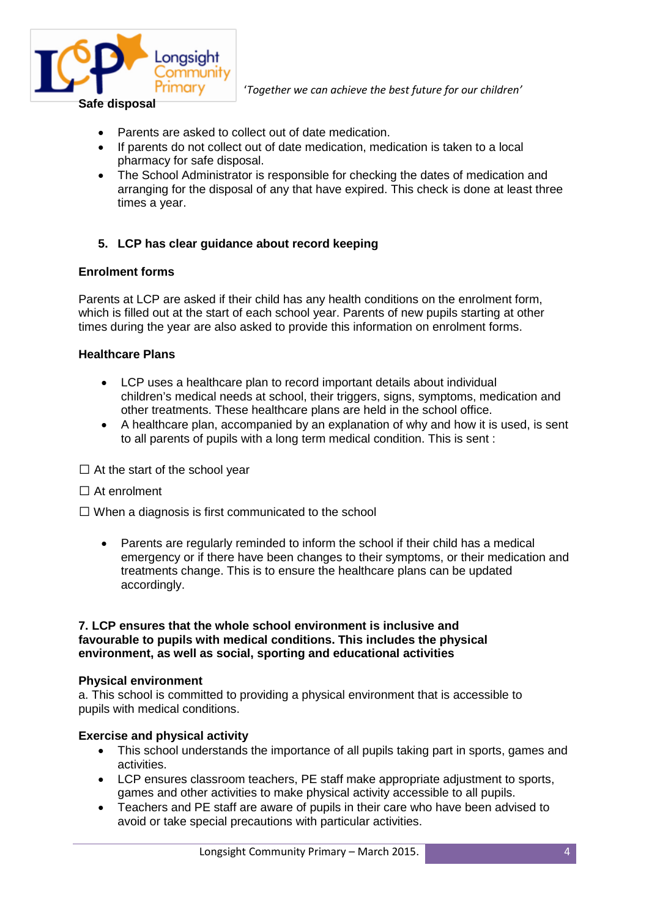**Safe disposal**

- Parents are asked to collect out of date medication.
- If parents do not collect out of date medication, medication is taken to a local pharmacy for safe disposal.
- The School Administrator is responsible for checking the dates of medication and arranging for the disposal of any that have expired. This check is done at least three times a year.

### 5. LCP has clear guidance about record keeping

**Enrolment forms**

Parents at LCP are asked if their child has any health conditions on the enrolment form, which is filled out at the start of each school year. Parents of new pupils starting at other times during the year are also asked to provide this information on enrolment forms.

**Healthcare Plans**

- LCP uses a healthcare plan to record important details about individual children's medical needs at school, their triggers, signs, symptoms, medication and other treatments. These healthcare plans are held in the school office.
- A healthcare plan, accompanied by an explanation of why and how it is used, is sent to all parents of pupils with a long term medical condition. This is sent :

☐ At the start of the school year

☐ At enrolment

☐ When a diagnosis is first communicated to the school

- Parents are regularly reminded to inform the school if their child has a medical emergency or if there have been changes to their symptoms, or their medication and treatments change. This is to ensure the healthcare plans can be updated accordingly.

### 7. LCP ensures that the whole school environment is inclusive and favourable to pupils with medical conditions. This includes the physical environment, as well as social, sporting and educational activities

**Physical environment**

a. This school is committed to providing a physical environment that is accessible to pupils with medical conditions.

**Exercise and physical activity**

- This school understands the importance of all pupils taking part in sports, games and activities.
- LCP ensures classroom teachers, PE staff make appropriate adjustment to sports, games and other activities to make physical activity accessible to all pupils.
- Teachers and PE staff are aware of pupils in their care who have been advised to avoid or take special precautions with particular activities.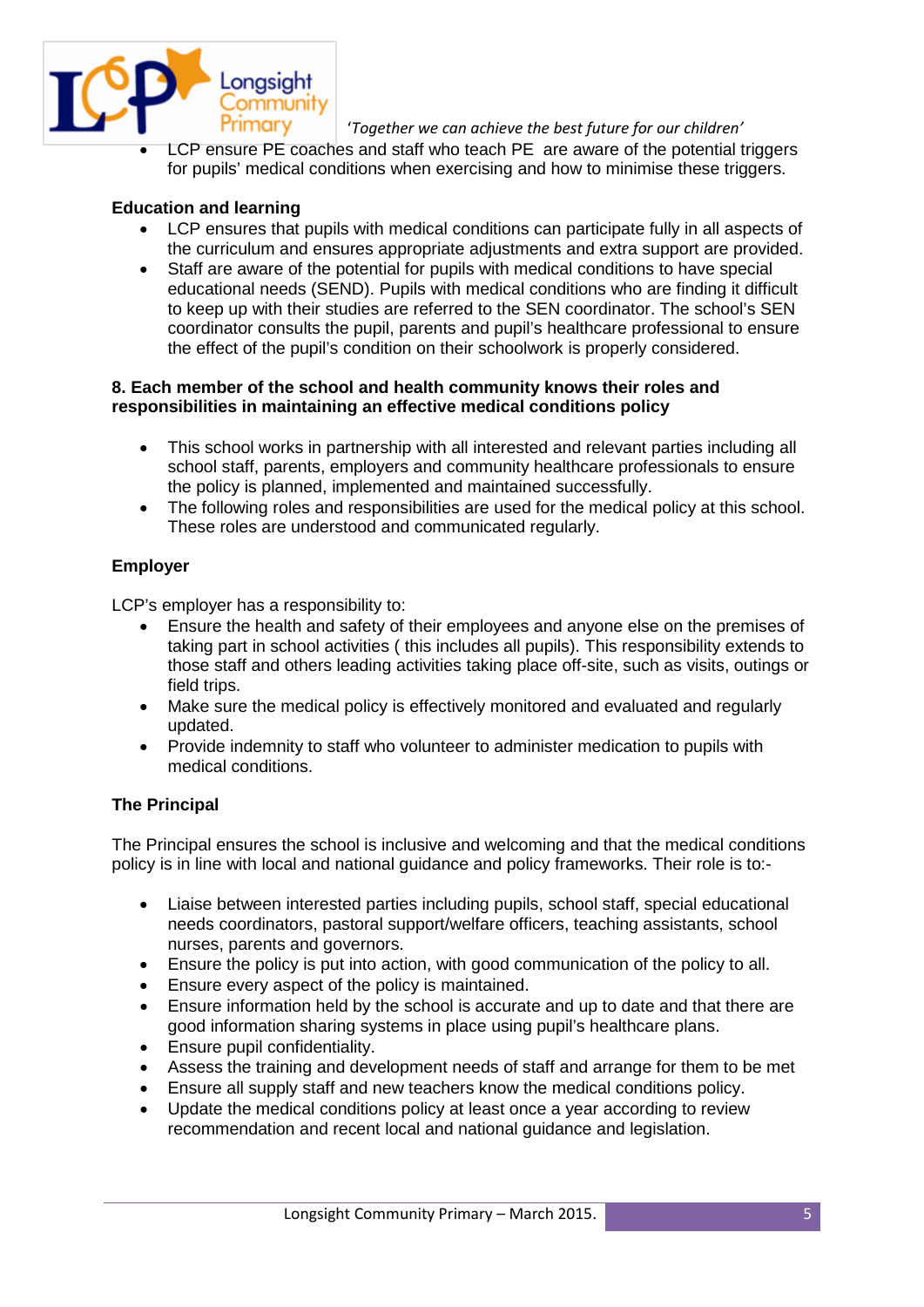- LCP ensure PE coaches and staff who teach PE are aware of the potential triggers for pupils' medical conditions when exercising and how to minimise these triggers.

**Education and learning**

- LCP ensures that pupils with medical conditions can participate fully in all aspects of the curriculum and ensures appropriate adjustments and extra support are provided.
- Staff are aware of the potential for pupils with medical conditions to have special educational needs (SEND). Pupils with medical conditions who are finding it difficult to keep up with their studies are referred to the SEN coordinator. The school's SEN coordinator consults the pupil, parents and pupil's healthcare professional to ensure the effect of the pupil's condition on their schoolwork is properly considered.

**8. Each member of the school and health community knows their roles and responsibilities in maintaining an effective medical conditions policy**

- This school works in partnership with all interested and relevant parties including all school staff, parents, employers and community healthcare professionals to ensure the policy is planned, implemented and maintained successfully.
- The following roles and responsibilities are used for the medical policy at this school. These roles are understood and communicated regularly.

**Employer**

LCP's employer has a responsibility to:

- Ensure the health and safety of their employees and anyone else on the premises of taking part in school activities ( this includes all pupils). This responsibility extends to those staff and others leading activities taking place off-site, such as visits, outings or field trips.
- Make sure the medical policy is effectively monitored and evaluated and regularly updated.
- Provide indemnity to staff who volunteer to administer medication to pupils with medical conditions.

**The Principal**

The Principal ensures the school is inclusive and welcoming and that the medical conditions policy is in line with local and national guidance and policy frameworks. Their role is to:-

- Liaise between interested parties including pupils, school staff, special educational needs coordinators, pastoral support/welfare officers, teaching assistants, school nurses, parents and governors.
- Ensure the policy is put into action, with good communication of the policy to all.
- Ensure every aspect of the policy is maintained.
- Ensure information held by the school is accurate and up to date and that there are good information sharing systems in place using pupil's healthcare plans.
- Ensure pupil confidentiality.
- Assess the training and development needs of staff and arrange for them to be met
- Ensure all supply staff and new teachers know the medical conditions policy.
- Update the medical conditions policy at least once a year according to review recommendation and recent local and national guidance and legislation.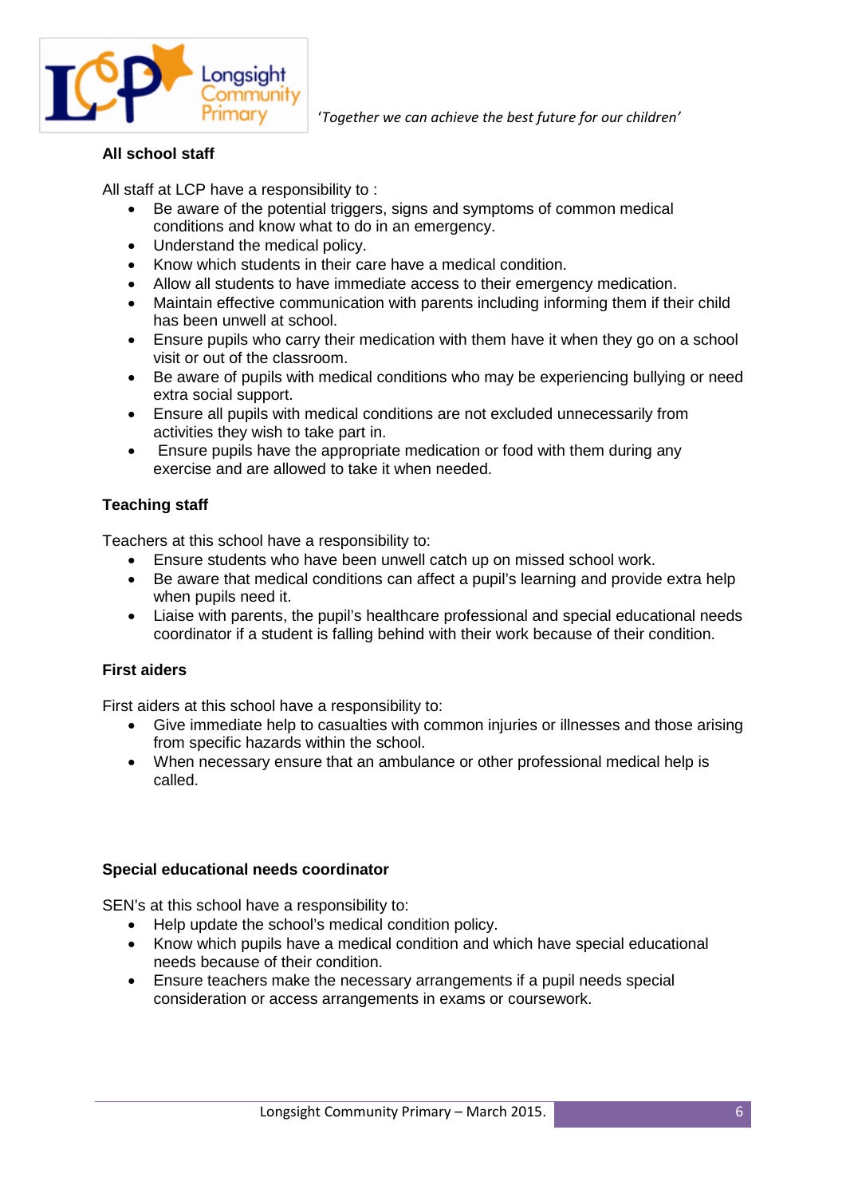### All school staff

All staff at LCP have a responsibility to :

- Be aware of the potential triggers, signs and symptoms of common medical conditions and know what to do in an emergency.
- Understand the medical policy.
- Know which students in their care have a medical condition.
- Allow all students to have immediate access to their emergency medication.
- Maintain effective communication with parents including informing them if their child has been unwell at school.
- Ensure pupils who carry their medication with them have it when they go on a school visit or out of the classroom.
- Be aware of pupils with medical conditions who may be experiencing bullying or need extra social support.
- Ensure all pupils with medical conditions are not excluded unnecessarily from activities they wish to take part in.
- Ensure pupils have the appropriate medication or food with them during any exercise and are allowed to take it when needed.

### Teaching staff

Teachers at this school have a responsibility to:

- Ensure students who have been unwell catch up on missed school work.
- Be aware that medical conditions can affect a pupil's learning and provide extra help when pupils need it.
- Liaise with parents, the pupil's healthcare professional and special educational needs coordinator if a student is falling behind with their work because of their condition.

### First aiders

First aiders at this school have a responsibility to:

- Give immediate help to casualties with common injuries or illnesses and those arising from specific hazards within the school.
- When necessary ensure that an ambulance or other professional medical help is called.

### Special educational needs coordinator

SEN's at this school have a responsibility to:

- Help update the school's medical condition policy.
- Know which pupils have a medical condition and which have special educational needs because of their condition.
- Ensure teachers make the necessary arrangements if a pupil needs special consideration or access arrangements in exams or coursework.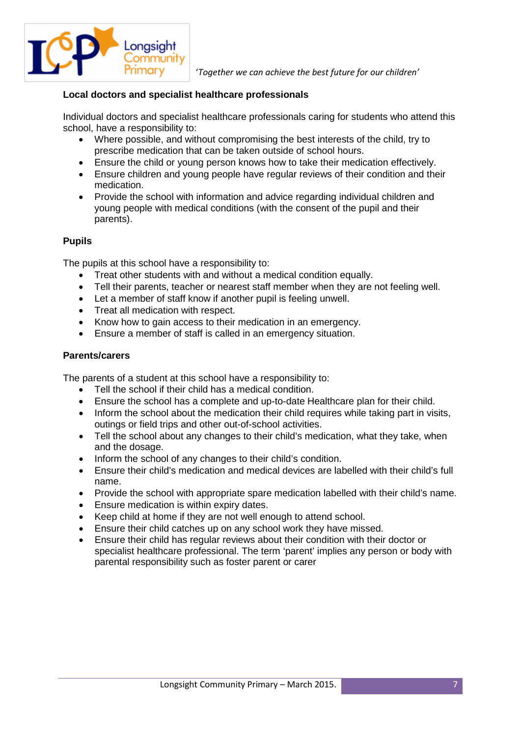### Local doctors and specialist healthcare professionals

Individual doctors and specialist healthcare professionals caring for students who attend this school, have a responsibility to:

- Where possible, and without compromising the best interests of the child, try to prescribe medication that can be taken outside of school hours.
- Ensure the child or young person knows how to take their medication effectively.
- Ensure children and young people have regular reviews of their condition and their medication.
- Provide the school with information and advice regarding individual children and young people with medical conditions (with the consent of the pupil and their parents).

### Pupils

The pupils at this school have a responsibility to:

- Treat other students with and without a medical condition equally.
- Tell their parents, teacher or nearest staff member when they are not feeling well.
- Let a member of staff know if another pupil is feeling unwell.
- Treat all medication with respect.
- Know how to gain access to their medication in an emergency.
- Ensure a member of staff is called in an emergency situation.

### Parents/carers

The parents of a student at this school have a responsibility to:

- Tell the school if their child has a medical condition.
- Ensure the school has a complete and up-to-date Healthcare plan for their child.
- Inform the school about the medication their child requires while taking part in visits, outings or field trips and other out-of-school activities.
- Tell the school about any changes to their child's medication, what they take, when and the dosage.
- Inform the school of any changes to their child's condition.
- Ensure their child's medication and medical devices are labelled with their child's full name.
- Provide the school with appropriate spare medication labelled with their child's name.
- Ensure medication is within expiry dates.
- Keep child at home if they are not well enough to attend school.
- Ensure their child catches up on any school work they have missed.
- Ensure their child has regular reviews about their condition with their doctor or specialist healthcare professional. The term 'parent' implies any person or body with parental responsibility such as foster parent or carer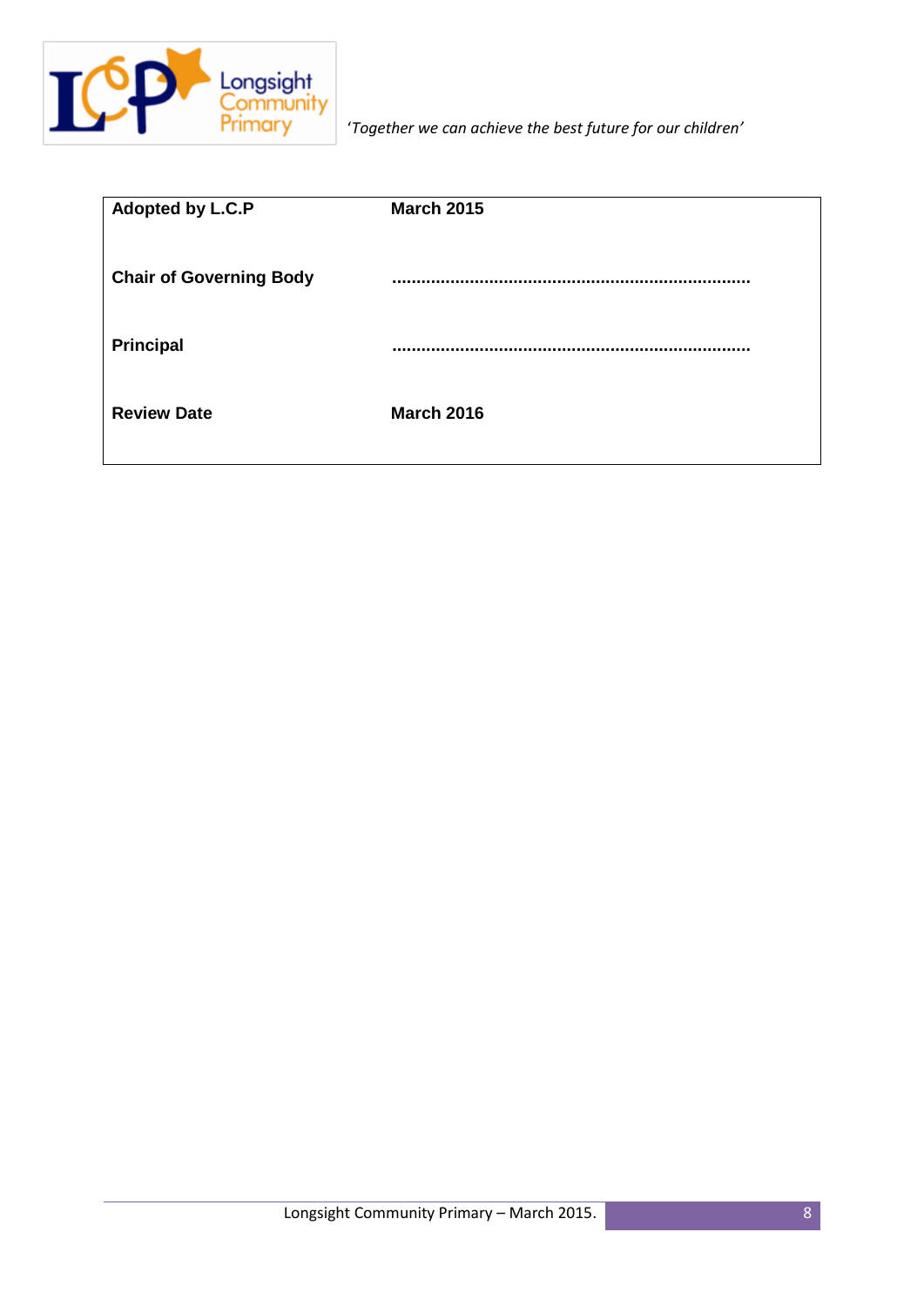'*Together we can achieve the best future for our children*'

| **Adopted by L.C.P** | **March 2015** |
|---|---|
| **Chair of Governing Body** | **.........................................................................** |
| **Principal** | **.........................................................................** |
| **Review Date** | **March 2016** |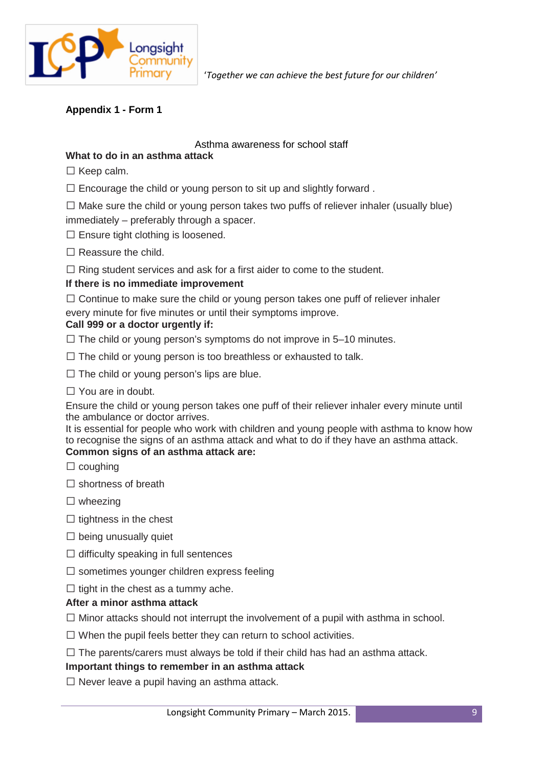*'Together we can achieve the best future for our children'*

**Appendix 1 - Form 1**

Asthma awareness for school staff

**What to do in an asthma attack**

☐ Keep calm.

☐ Encourage the child or young person to sit up and slightly forward .

☐ Make sure the child or young person takes two puffs of reliever inhaler (usually blue) immediately – preferably through a spacer.

☐ Ensure tight clothing is loosened.

☐ Reassure the child.

☐ Ring student services and ask for a first aider to come to the student.

**If there is no immediate improvement**

☐ Continue to make sure the child or young person takes one puff of reliever inhaler every minute for five minutes or until their symptoms improve.

**Call 999 or a doctor urgently if:**

☐ The child or young person's symptoms do not improve in 5–10 minutes.

☐ The child or young person is too breathless or exhausted to talk.

☐ The child or young person's lips are blue.

☐ You are in doubt.

Ensure the child or young person takes one puff of their reliever inhaler every minute until the ambulance or doctor arrives.

It is essential for people who work with children and young people with asthma to know how to recognise the signs of an asthma attack and what to do if they have an asthma attack.

**Common signs of an asthma attack are:**

☐ coughing

☐ shortness of breath

☐ wheezing

☐ tightness in the chest

☐ being unusually quiet

☐ difficulty speaking in full sentences

☐ sometimes younger children express feeling

☐ tight in the chest as a tummy ache.

**After a minor asthma attack**

☐ Minor attacks should not interrupt the involvement of a pupil with asthma in school.

☐ When the pupil feels better they can return to school activities.

☐ The parents/carers must always be told if their child has had an asthma attack.

**Important things to remember in an asthma attack**

☐ Never leave a pupil having an asthma attack.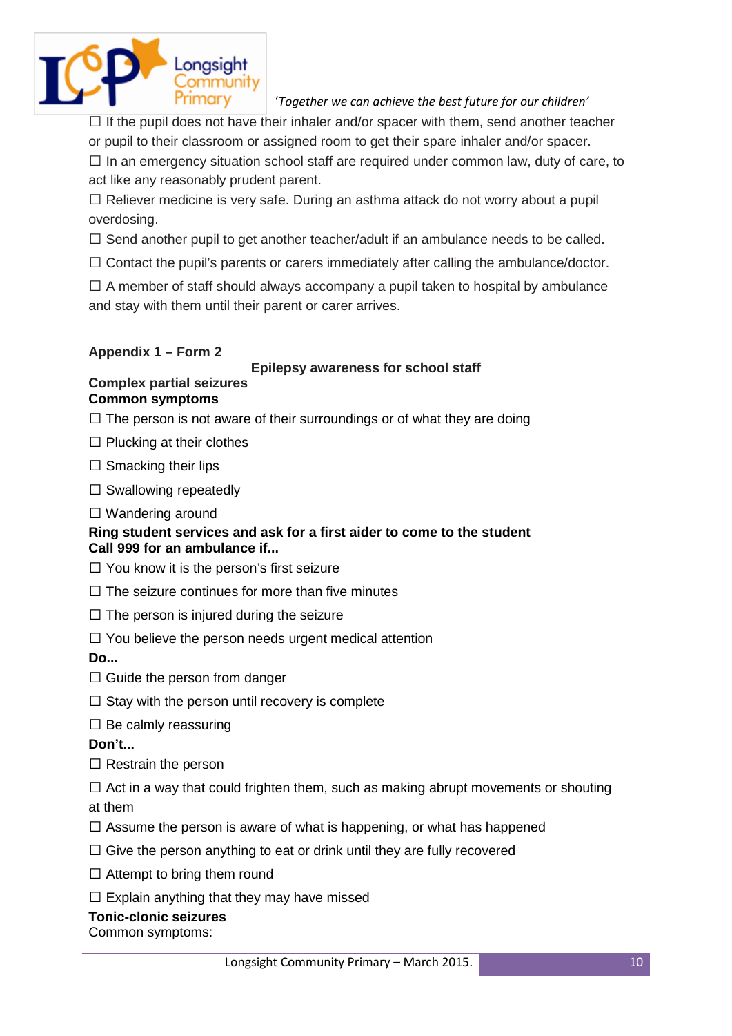☐ If the pupil does not have their inhaler and/or spacer with them, send another teacher or pupil to their classroom or assigned room to get their spare inhaler and/or spacer.

☐ In an emergency situation school staff are required under common law, duty of care, to act like any reasonably prudent parent.

☐ Reliever medicine is very safe. During an asthma attack do not worry about a pupil overdosing.

☐ Send another pupil to get another teacher/adult if an ambulance needs to be called.

☐ Contact the pupil's parents or carers immediately after calling the ambulance/doctor.

☐ A member of staff should always accompany a pupil taken to hospital by ambulance and stay with them until their parent or carer arrives.

**Appendix 1 – Form 2**

**Epilepsy awareness for school staff**

**Complex partial seizures**
**Common symptoms**

☐ The person is not aware of their surroundings or of what they are doing

☐ Plucking at their clothes

☐ Smacking their lips

☐ Swallowing repeatedly

☐ Wandering around

**Ring student services and ask for a first aider to come to the student**
**Call 999 for an ambulance if...**

☐ You know it is the person's first seizure

☐ The seizure continues for more than five minutes

☐ The person is injured during the seizure

☐ You believe the person needs urgent medical attention

**Do...**

☐ Guide the person from danger

☐ Stay with the person until recovery is complete

☐ Be calmly reassuring

**Don't...**

☐ Restrain the person

☐ Act in a way that could frighten them, such as making abrupt movements or shouting at them

☐ Assume the person is aware of what is happening, or what has happened

☐ Give the person anything to eat or drink until they are fully recovered

☐ Attempt to bring them round

☐ Explain anything that they may have missed

**Tonic-clonic seizures**
Common symptoms: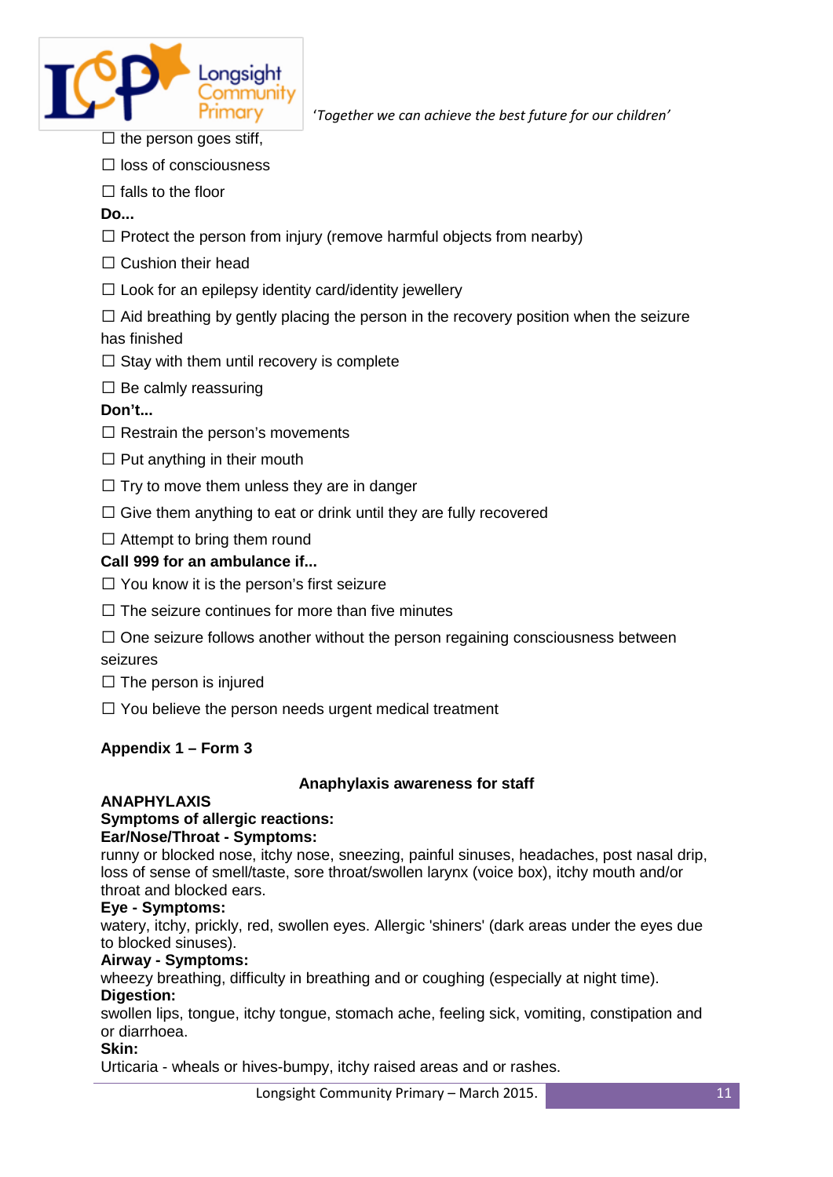☐ the person goes stiff,

☐ loss of consciousness

☐ falls to the floor

**Do...**

☐ Protect the person from injury (remove harmful objects from nearby)

☐ Cushion their head

☐ Look for an epilepsy identity card/identity jewellery

☐ Aid breathing by gently placing the person in the recovery position when the seizure has finished

☐ Stay with them until recovery is complete

☐ Be calmly reassuring

**Don't...**

☐ Restrain the person's movements

☐ Put anything in their mouth

☐ Try to move them unless they are in danger

☐ Give them anything to eat or drink until they are fully recovered

☐ Attempt to bring them round

**Call 999 for an ambulance if...**

☐ You know it is the person's first seizure

☐ The seizure continues for more than five minutes

☐ One seizure follows another without the person regaining consciousness between seizures

☐ The person is injured

☐ You believe the person needs urgent medical treatment

**Appendix 1 – Form 3**

**Anaphylaxis awareness for staff**

**ANAPHYLAXIS**

**Symptoms of allergic reactions:**

**Ear/Nose/Throat - Symptoms:**

runny or blocked nose, itchy nose, sneezing, painful sinuses, headaches, post nasal drip, loss of sense of smell/taste, sore throat/swollen larynx (voice box), itchy mouth and/or throat and blocked ears.

**Eye - Symptoms:**

watery, itchy, prickly, red, swollen eyes. Allergic 'shiners' (dark areas under the eyes due to blocked sinuses).

**Airway - Symptoms:**

wheezy breathing, difficulty in breathing and or coughing (especially at night time).

**Digestion:**

swollen lips, tongue, itchy tongue, stomach ache, feeling sick, vomiting, constipation and or diarrhoea.

**Skin:**

Urticaria - wheals or hives-bumpy, itchy raised areas and or rashes.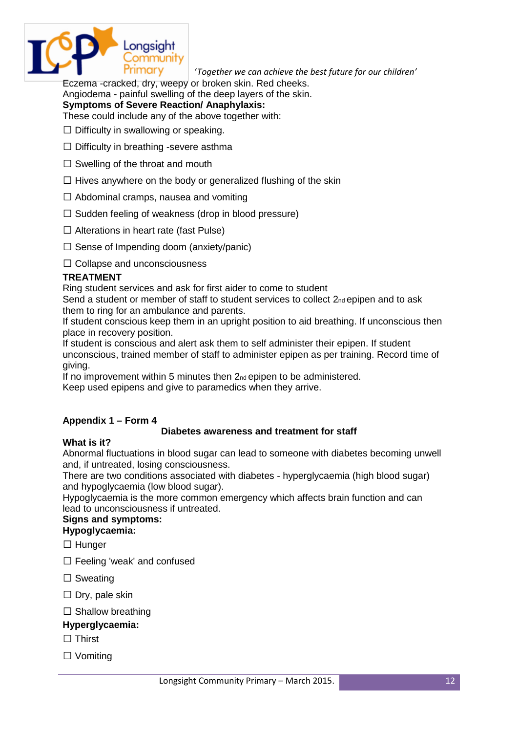Eczema -cracked, dry, weepy or broken skin. Red cheeks.
Angiodema - painful swelling of the deep layers of the skin.

**Symptoms of Severe Reaction/ Anaphylaxis:**

These could include any of the above together with:

☐ Difficulty in swallowing or speaking.

☐ Difficulty in breathing -severe asthma

☐ Swelling of the throat and mouth

☐ Hives anywhere on the body or generalized flushing of the skin

☐ Abdominal cramps, nausea and vomiting

☐ Sudden feeling of weakness (drop in blood pressure)

☐ Alterations in heart rate (fast Pulse)

☐ Sense of Impending doom (anxiety/panic)

☐ Collapse and unconsciousness

**TREATMENT**

Ring student services and ask for first aider to come to student
Send a student or member of staff to student services to collect 2nd epipen and to ask them to ring for an ambulance and parents.
If student conscious keep them in an upright position to aid breathing. If unconscious then place in recovery position.
If student is conscious and alert ask them to self administer their epipen. If student unconscious, trained member of staff to administer epipen as per training. Record time of giving.
If no improvement within 5 minutes then 2nd epipen to be administered.
Keep used epipens and give to paramedics when they arrive.

**Appendix 1 – Form 4**

**Diabetes awareness and treatment for staff**

**What is it?**

Abnormal fluctuations in blood sugar can lead to someone with diabetes becoming unwell and, if untreated, losing consciousness.
There are two conditions associated with diabetes - hyperglycaemia (high blood sugar) and hypoglycaemia (low blood sugar).
Hypoglycaemia is the more common emergency which affects brain function and can lead to unconsciousness if untreated.

**Signs and symptoms:**

**Hypoglycaemia:**

☐ Hunger

☐ Feeling 'weak' and confused

☐ Sweating

☐ Dry, pale skin

☐ Shallow breathing

**Hyperglycaemia:**

☐ Thirst

☐ Vomiting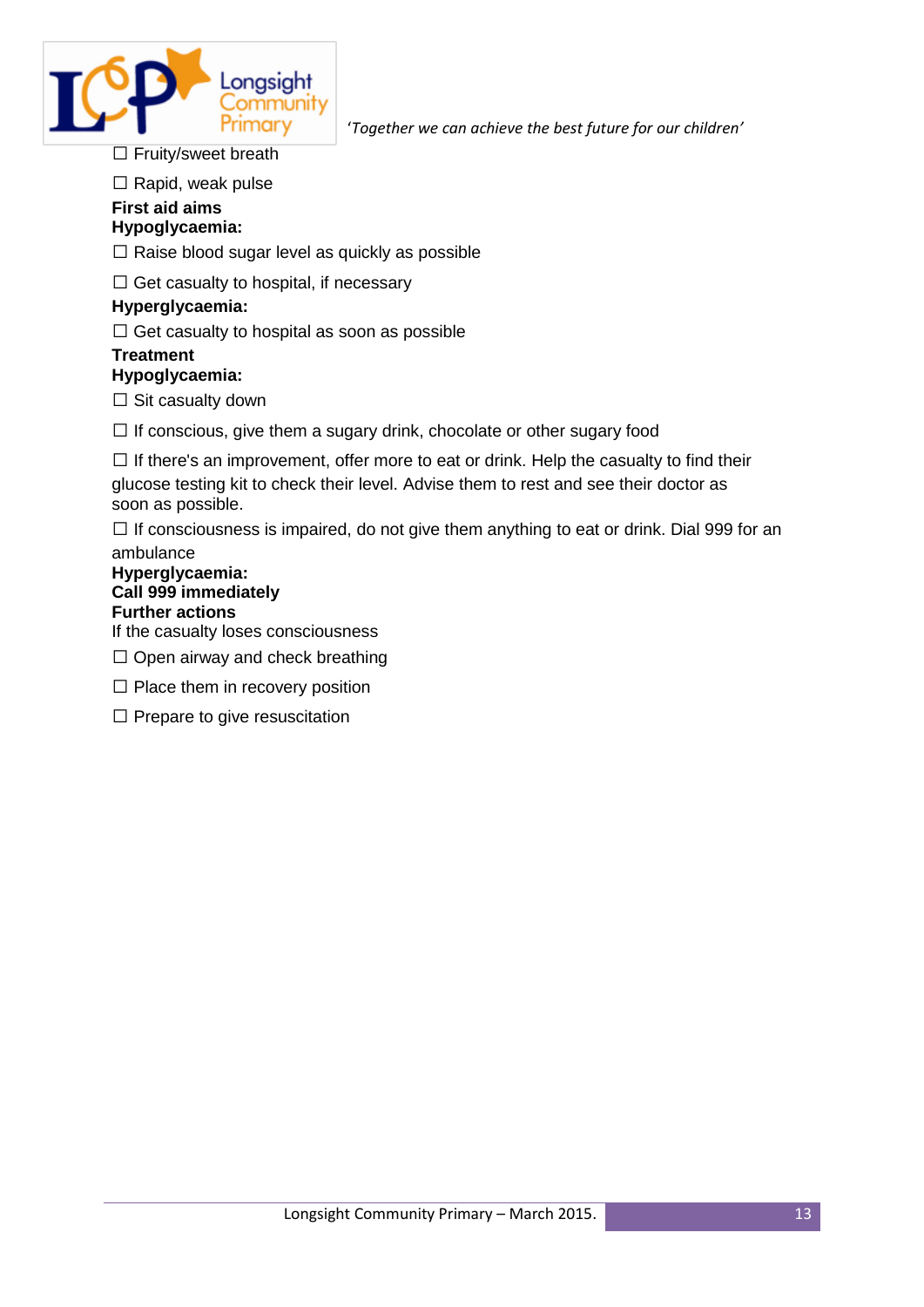☐ Fruity/sweet breath

☐ Rapid, weak pulse

**First aid aims**

**Hypoglycaemia:**

☐ Raise blood sugar level as quickly as possible

☐ Get casualty to hospital, if necessary

**Hyperglycaemia:**

☐ Get casualty to hospital as soon as possible

**Treatment**

**Hypoglycaemia:**

☐ Sit casualty down

☐ If conscious, give them a sugary drink, chocolate or other sugary food

☐ If there's an improvement, offer more to eat or drink. Help the casualty to find their glucose testing kit to check their level. Advise them to rest and see their doctor as soon as possible.

☐ If consciousness is impaired, do not give them anything to eat or drink. Dial 999 for an ambulance

**Hyperglycaemia:**

**Call 999 immediately**

**Further actions**

If the casualty loses consciousness

☐ Open airway and check breathing

☐ Place them in recovery position

☐ Prepare to give resuscitation